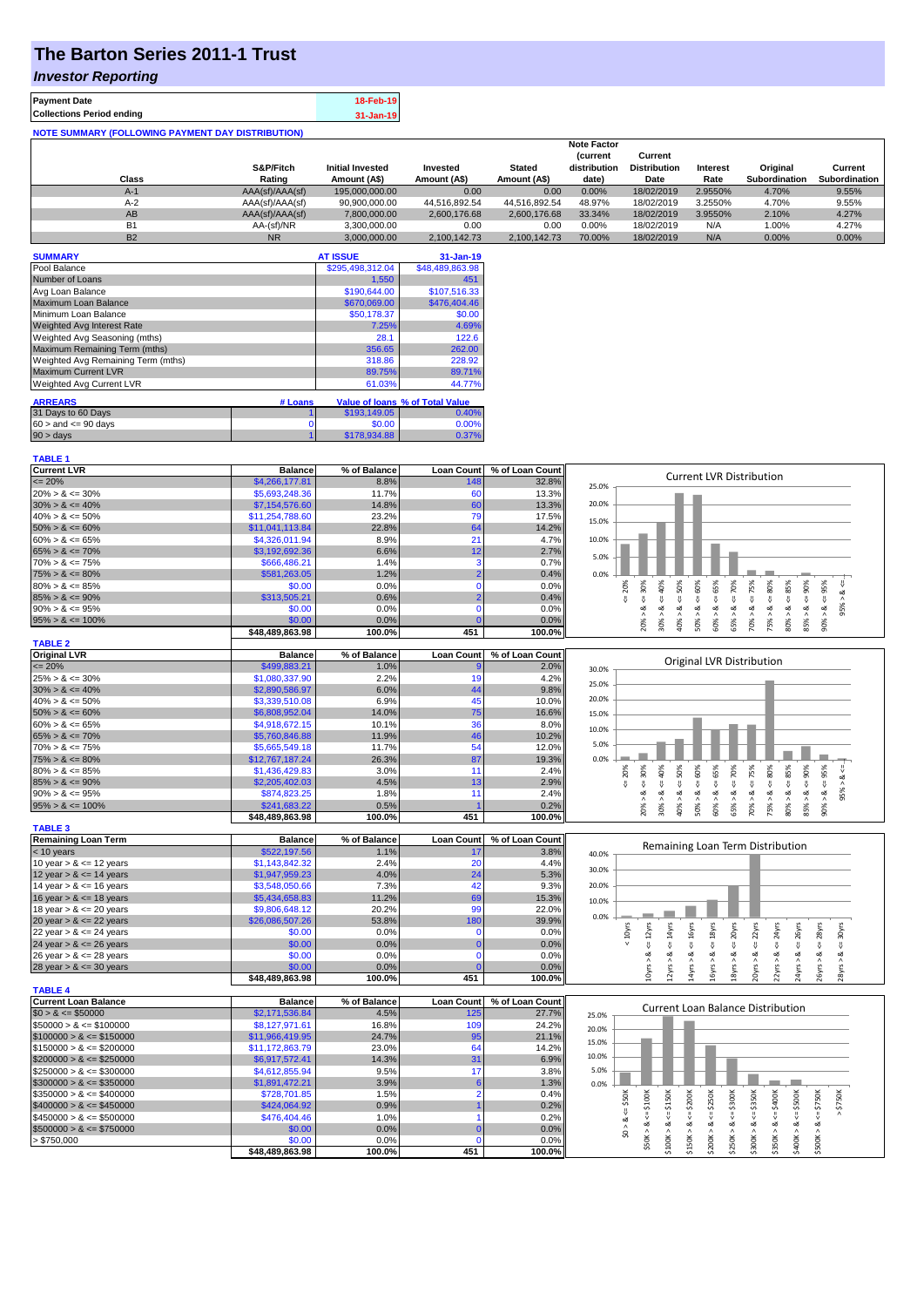# The Barton Series 2011-1 Trust

## *Investor Reporting*

| Payment Date | 18-Feb-19 |
|---|---|
| Collections Period ending | 31-Jan-19 |

**NOTE SUMMARY (FOLLOWING PAYMENT DAY DISTRIBUTION)**

| Class | S&P/Fitch Rating | Initial Invested Amount (A$) | Invested Amount (A$) | Stated Amount (A$) | Note Factor (current distribution date) | Current Distribution Date | Interest Rate | Original Subordination | Current Subordination |
|---|---|---|---|---|---|---|---|---|---|
| A-1 | AAA(sf)/AAA(sf) | 195,000,000.00 | 0.00 | 0.00 | 0.00% | 18/02/2019 | 2.9550% | 4.70% | 9.55% |
| A-2 | AAA(sf)/AAA(sf) | 90,900,000.00 | 44,516,892.54 | 44,516,892.54 | 48.97% | 18/02/2019 | 3.2550% | 4.70% | 9.55% |
| AB | AAA(sf)/AAA(sf) | 7,800,000.00 | 2,600,176.68 | 2,600,176.68 | 33.34% | 18/02/2019 | 3.9550% | 2.10% | 4.27% |
| B1 | AA-(sf)/NR | 3,300,000.00 | 0.00 | 0.00 | 0.00% | 18/02/2019 | N/A | 1.00% | 4.27% |
| B2 | NR | 3,000,000.00 | 2,100,142.73 | 2,100,142.73 | 70.00% | 18/02/2019 | N/A | 0.00% | 0.00% |

| SUMMARY | AT ISSUE | 31-Jan-19 |
|---|---|---|
| Pool Balance | $295,498,312.04 | $48,489,863.98 |
| Number of Loans | 1,550 | 451 |
| Avg Loan Balance | $190,644.00 | $107,516.33 |
| Maximum Loan Balance | $670,069.00 | $476,404.46 |
| Minimum Loan Balance | $50,178.37 | $0.00 |
| Weighted Avg Interest Rate | 7.25% | 4.69% |
| Weighted Avg Seasoning (mths) | 28.1 | 122.6 |
| Maximum Remaining Term (mths) | 356.65 | 262.00 |
| Weighted Avg Remaining Term (mths) | 318.86 | 228.92 |
| Maximum Current LVR | 89.75% | 89.71% |
| Weighted Avg Current LVR | 61.03% | 44.77% |

| ARREARS | # Loans | Value of loans | % of Total Value |
|---|---|---|---|
| 31 Days to 60 Days | 1 | $193,149.05 | 0.40% |
| 60 > and <= 90 days | 0 | $0.00 | 0.00% |
| 90 > days | 1 | $178,934.88 | 0.37% |

**TABLE 1**

| Current LVR | Balance | % of Balance | Loan Count | % of Loan Count |
|---|---|---|---|---|
| <= 20% | $4,266,177.81 | 8.8% | 148 | 32.8% |
| 20% > & <= 30% | $5,693,248.36 | 11.7% | 60 | 13.3% |
| 30% > & <= 40% | $7,154,576.60 | 14.8% | 60 | 13.3% |
| 40% > & <= 50% | $11,254,788.60 | 23.2% | 79 | 17.5% |
| 50% > & <= 60% | $11,041,113.84 | 22.8% | 64 | 14.2% |
| 60% > & <= 65% | $4,326,011.94 | 8.9% | 21 | 4.7% |
| 65% > & <= 70% | $3,192,692.36 | 6.6% | 12 | 2.7% |
| 70% > & <= 75% | $666,486.21 | 1.4% | 3 | 0.7% |
| 75% > & <= 80% | $581,263.05 | 1.2% | 2 | 0.4% |
| 80% > & <= 85% | $0.00 | 0.0% | 0 | 0.0% |
| 85% > & <= 90% | $313,505.21 | 0.6% | 2 | 0.4% |
| 90% > & <= 95% | $0.00 | 0.0% | 0 | 0.0% |
| 95% > & <= 100% | $0.00 | 0.0% | 0 | 0.0% |
| | $48,489,863.98 | 100.0% | 451 | 100.0% |

**TABLE 2**

| Original LVR | Balance | % of Balance | Loan Count | % of Loan Count |
|---|---|---|---|---|
| <= 20% | $499,883.21 | 1.0% | 9 | 2.0% |
| 25% > & <= 30% | $1,080,337.90 | 2.2% | 19 | 4.2% |
| 30% > & <= 40% | $2,890,586.97 | 6.0% | 44 | 9.8% |
| 40% > & <= 50% | $3,339,510.08 | 6.9% | 45 | 10.0% |
| 50% > & <= 60% | $6,808,952.04 | 14.0% | 75 | 16.6% |
| 60% > & <= 65% | $4,918,672.15 | 10.1% | 36 | 8.0% |
| 65% > & <= 70% | $5,760,846.88 | 11.9% | 46 | 10.2% |
| 70% > & <= 75% | $5,665,549.18 | 11.7% | 54 | 12.0% |
| 75% > & <= 80% | $12,767,187.24 | 26.3% | 87 | 19.3% |
| 80% > & <= 85% | $1,436,429.83 | 3.0% | 11 | 2.4% |
| 85% > & <= 90% | $2,205,402.03 | 4.5% | 13 | 2.9% |
| 90% > & <= 95% | $874,823.25 | 1.8% | 11 | 2.4% |
| 95% > & <= 100% | $241,683.22 | 0.5% | 1 | 0.2% |
| | $48,489,863.98 | 100.0% | 451 | 100.0% |

**TABLE 3**

| Remaining Loan Term | Balance | % of Balance | Loan Count | % of Loan Count |
|---|---|---|---|---|
| < 10 years | $522,197.56 | 1.1% | 17 | 3.8% |
| 10 year > & <= 12 years | $1,143,842.32 | 2.4% | 20 | 4.4% |
| 12 year > & <= 14 years | $1,947,959.23 | 4.0% | 24 | 5.3% |
| 14 year > & <= 16 years | $3,548,050.66 | 7.3% | 42 | 9.3% |
| 16 year > & <= 18 years | $5,434,658.83 | 11.2% | 69 | 15.3% |
| 18 year > & <= 20 years | $9,806,648.12 | 20.2% | 99 | 22.0% |
| 20 year > & <= 22 years | $26,086,507.26 | 53.8% | 180 | 39.9% |
| 22 year > & <= 24 years | $0.00 | 0.0% | 0 | 0.0% |
| 24 year > & <= 26 years | $0.00 | 0.0% | 0 | 0.0% |
| 26 year > & <= 28 years | $0.00 | 0.0% | 0 | 0.0% |
| 28 year > & <= 30 years | $0.00 | 0.0% | 0 | 0.0% |
| | $48,489,863.98 | 100.0% | 451 | 100.0% |

**TABLE 4**

| Current Loan Balance | Balance | % of Balance | Loan Count | % of Loan Count |
|---|---|---|---|---|
| $0 > & <= $50000 | $2,171,536.84 | 4.5% | 125 | 27.7% |
| $50000 > & <= $100000 | $8,127,971.61 | 16.8% | 109 | 24.2% |
| $100000 > & <= $150000 | $11,966,419.95 | 24.7% | 95 | 21.1% |
| $150000 > & <= $200000 | $11,172,863.79 | 23.0% | 64 | 14.2% |
| $200000 > & <= $250000 | $6,917,572.41 | 14.3% | 31 | 6.9% |
| $250000 > & <= $300000 | $4,612,855.94 | 9.5% | 17 | 3.8% |
| $300000 > & <= $350000 | $1,891,472.21 | 3.9% | 6 | 1.3% |
| $350000 > & <= $400000 | $728,701.85 | 1.5% | 2 | 0.4% |
| $400000 > & <= $450000 | $424,064.92 | 0.9% | 1 | 0.2% |
| $450000 > & <= $500000 | $476,404.46 | 1.0% | 1 | 0.2% |
| $500000 > & <= $750000 | $0.00 | 0.0% | 0 | 0.0% |
| > $750,000 | $0.00 | 0.0% | 0 | 0.0% |
| | $48,489,863.98 | 100.0% | 451 | 100.0% |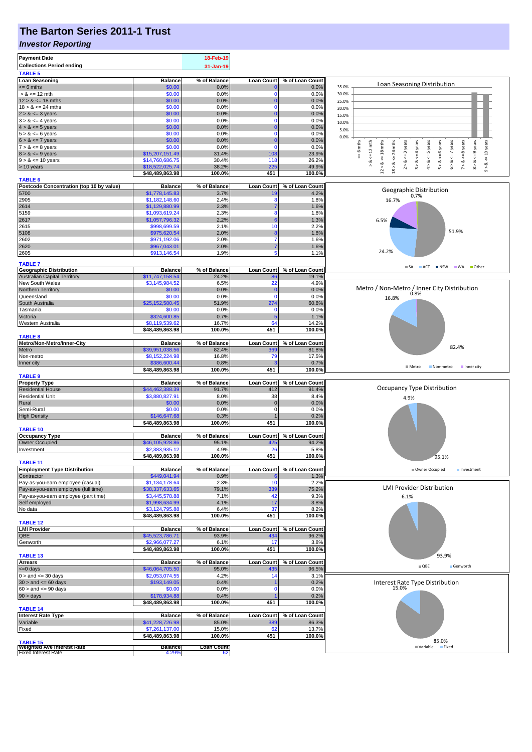# The Barton Series 2011-1 Trust

## *Investor Reporting*

| **Payment Date** | **18-Feb-19** |
|---|---|
| **Collections Period ending** | **31-Jan-19** |

**TABLE 5**

| Loan Seasoning | Balance | % of Balance | Loan Count | % of Loan Count |
|---|---|---|---|---|
| <= 6 mths | $0.00 | 0.0% | 0 | 0.0% |
| > & <= 12 mth | $0.00 | 0.0% | 0 | 0.0% |
| 12 > & <= 18 mths | $0.00 | 0.0% | 0 | 0.0% |
| 18 > & <= 24 mths | $0.00 | 0.0% | 0 | 0.0% |
| 2 > & <= 3 years | $0.00 | 0.0% | 0 | 0.0% |
| 3 > & <= 4 years | $0.00 | 0.0% | 0 | 0.0% |
| 4 > & <= 5 years | $0.00 | 0.0% | 0 | 0.0% |
| 5 > & <= 6 years | $0.00 | 0.0% | 0 | 0.0% |
| 6 > & <= 7 years | $0.00 | 0.0% | 0 | 0.0% |
| 7 > & <= 8 years | $0.00 | 0.0% | 0 | 0.0% |
| 8 > & <= 9 years | $15,207,151.49 | 31.4% | 108 | 23.9% |
| 9 > & <= 10 years | $14,760,686.75 | 30.4% | 118 | 26.2% |
| > 10 years | $18,522,025.74 | 38.2% | 225 | 49.9% |
| | **$48,489,863.98** | **100.0%** | **451** | **100.0%** |

**TABLE 6**

| Postcode Concentration (top 10 by value) | Balance | % of Balance | Loan Count | % of Loan Count |
|---|---|---|---|---|
| 5700 | $1,778,145.83 | 3.7% | 19 | 4.2% |
| 2905 | $1,182,148.60 | 2.4% | 8 | 1.8% |
| 2614 | $1,129,880.99 | 2.3% | 7 | 1.6% |
| 5159 | $1,093,619.24 | 2.3% | 8 | 1.8% |
| 2617 | $1,057,796.32 | 2.2% | 6 | 1.3% |
| 2615 | $998,699.59 | 2.1% | 10 | 2.2% |
| 5108 | $975,620.54 | 2.0% | 8 | 1.8% |
| 2602 | $971,192.06 | 2.0% | 7 | 1.6% |
| 2620 | $967,043.01 | 2.0% | 7 | 1.6% |
| 2605 | $913,146.54 | 1.9% | 5 | 1.1% |

**TABLE 7**

| Geographic Distribution | Balance | % of Balance | Loan Count | % of Loan Count |
|---|---|---|---|---|
| Australian Capital Territory | $11,747,158.54 | 24.2% | 86 | 19.1% |
| New South Wales | $3,145,984.52 | 6.5% | 22 | 4.9% |
| Northern Territory | $0.00 | 0.0% | 0 | 0.0% |
| Queensland | $0.00 | 0.0% | 0 | 0.0% |
| South Australia | $25,152,580.45 | 51.9% | 274 | 60.8% |
| Tasmania | $0.00 | 0.0% | 0 | 0.0% |
| Victoria | $324,600.85 | 0.7% | 5 | 1.1% |
| Western Australia | $8,119,539.62 | 16.7% | 64 | 14.2% |
| | **$48,489,863.98** | **100.0%** | **451** | **100.0%** |

**TABLE 8**

| Metro/Non-Metro/Inner-City | Balance | % of Balance | Loan Count | % of Loan Count |
|---|---|---|---|---|
| Metro | $39,951,038.56 | 82.4% | 369 | 81.8% |
| Non-metro | $8,152,224.98 | 16.8% | 79 | 17.5% |
| Inner city | $386,600.44 | 0.8% | 3 | 0.7% |
| | **$48,489,863.98** | **100.0%** | **451** | **100.0%** |

**TABLE 9**

| Property Type | Balance | % of Balance | Loan Count | % of Loan Count |
|---|---|---|---|---|
| Residential House | $44,462,388.39 | 91.7% | 412 | 91.4% |
| Residential Unit | $3,880,827.91 | 8.0% | 38 | 8.4% |
| Rural | $0.00 | 0.0% | 0 | 0.0% |
| Semi-Rural | $0.00 | 0.0% | 0 | 0.0% |
| High Density | $146,647.68 | 0.3% | 1 | 0.2% |
| | **$48,489,863.98** | **100.0%** | **451** | **100.0%** |

**TABLE 10**

| Occupancy Type | Balance | % of Balance | Loan Count | % of Loan Count |
|---|---|---|---|---|
| Owner Occupied | $46,105,928.86 | 95.1% | 425 | 94.2% |
| Investment | $2,383,935.12 | 4.9% | 26 | 5.8% |
| | **$48,489,863.98** | **100.0%** | **451** | **100.0%** |

**TABLE 11**

| Employment Type Distribution | Balance | % of Balance | Loan Count | % of Loan Count |
|---|---|---|---|---|
| Contractor | $449,041.94 | 0.9% | 6 | 1.3% |
| Pay-as-you-earn employee (casual) | $1,134,178.64 | 2.3% | 10 | 2.2% |
| Pay-as-you-earn employee (full time) | $38,337,633.65 | 79.1% | 339 | 75.2% |
| Pay-as-you-earn employee (part time) | $3,445,578.88 | 7.1% | 42 | 9.3% |
| Self employed | $1,998,634.99 | 4.1% | 17 | 3.8% |
| No data | $3,124,795.88 | 6.4% | 37 | 8.2% |
| | **$48,489,863.98** | **100.0%** | **451** | **100.0%** |

**TABLE 12**

| LMI Provider | Balance | % of Balance | Loan Count | % of Loan Count |
|---|---|---|---|---|
| QBE | $45,523,786.71 | 93.9% | 434 | 96.2% |
| Genworth | $2,966,077.27 | 6.1% | 17 | 3.8% |
| | **$48,489,863.98** | **100.0%** | **451** | **100.0%** |

**TABLE 13**

| Arrears | Balance | % of Balance | Loan Count | % of Loan Count |
|---|---|---|---|---|
| <=0 days | $46,064,705.50 | 95.0% | 435 | 96.5% |
| 0 > and <= 30 days | $2,053,074.55 | 4.2% | 14 | 3.1% |
| 30 > and <= 60 days | $193,149.05 | 0.4% | 1 | 0.2% |
| 60 > and <= 90 days | $0.00 | 0.0% | 0 | 0.0% |
| 90 > days | $178,934.88 | 0.4% | 1 | 0.2% |
| | **$48,489,863.98** | **100.0%** | **451** | **100.0%** |

**TABLE 14**

| Interest Rate Type | Balance | % of Balance | Loan Count | % of Loan Count |
|---|---|---|---|---|
| Variable | $41,228,726.98 | 85.0% | 389 | 86.3% |
| Fixed | $7,261,137.00 | 15.0% | 62 | 13.7% |
| | **$48,489,863.98** | **100.0%** | **451** | **100.0%** |

**TABLE 15**

| Weighted Ave Interest Rate | Balance | Loan Count |
|---|---|---|
| Fixed Interest Rate | 4.29% | 62 |

Loan Seasoning Distribution

Geographic Distribution: SA 51.9%, ACT 24.2%, NSW 6.5%, WA 16.7%, Other 0.7%

Metro / Non-Metro / Inner City Distribution: Metro 82.4%, Non-metro 16.8%, Inner city 0.8%

Occupancy Type Distribution: Owner Occupied 95.1%, Investment 4.9%

LMI Provider Distribution: QBE 93.9%, Genworth 6.1%

Interest Rate Type Distribution: Variable 85.0%, Fixed 15.0%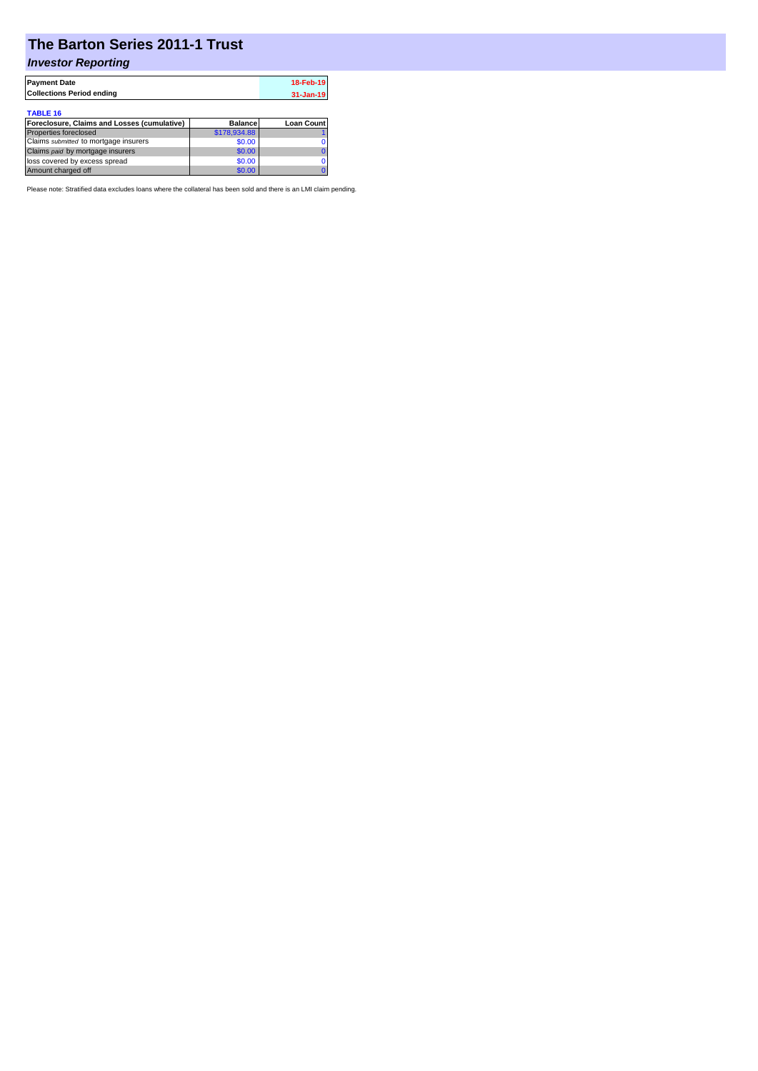# The Barton Series 2011-1 Trust

## *Investor Reporting*

| | |
|---|---|
| **Payment Date** | **18-Feb-19** |
| **Collections Period ending** | **31-Jan-19** |

**TABLE 16**

| Foreclosure, Claims and Losses (cumulative) | Balance | Loan Count |
|---|---|---|
| Properties foreclosed | $178,934.88 | 1 |
| Claims *submitted* to mortgage insurers | $0.00 | 0 |
| Claims *paid* by mortgage insurers | $0.00 | 0 |
| loss covered by excess spread | $0.00 | 0 |
| Amount charged off | $0.00 | 0 |

Please note: Stratified data excludes loans where the collateral has been sold and there is an LMI claim pending.